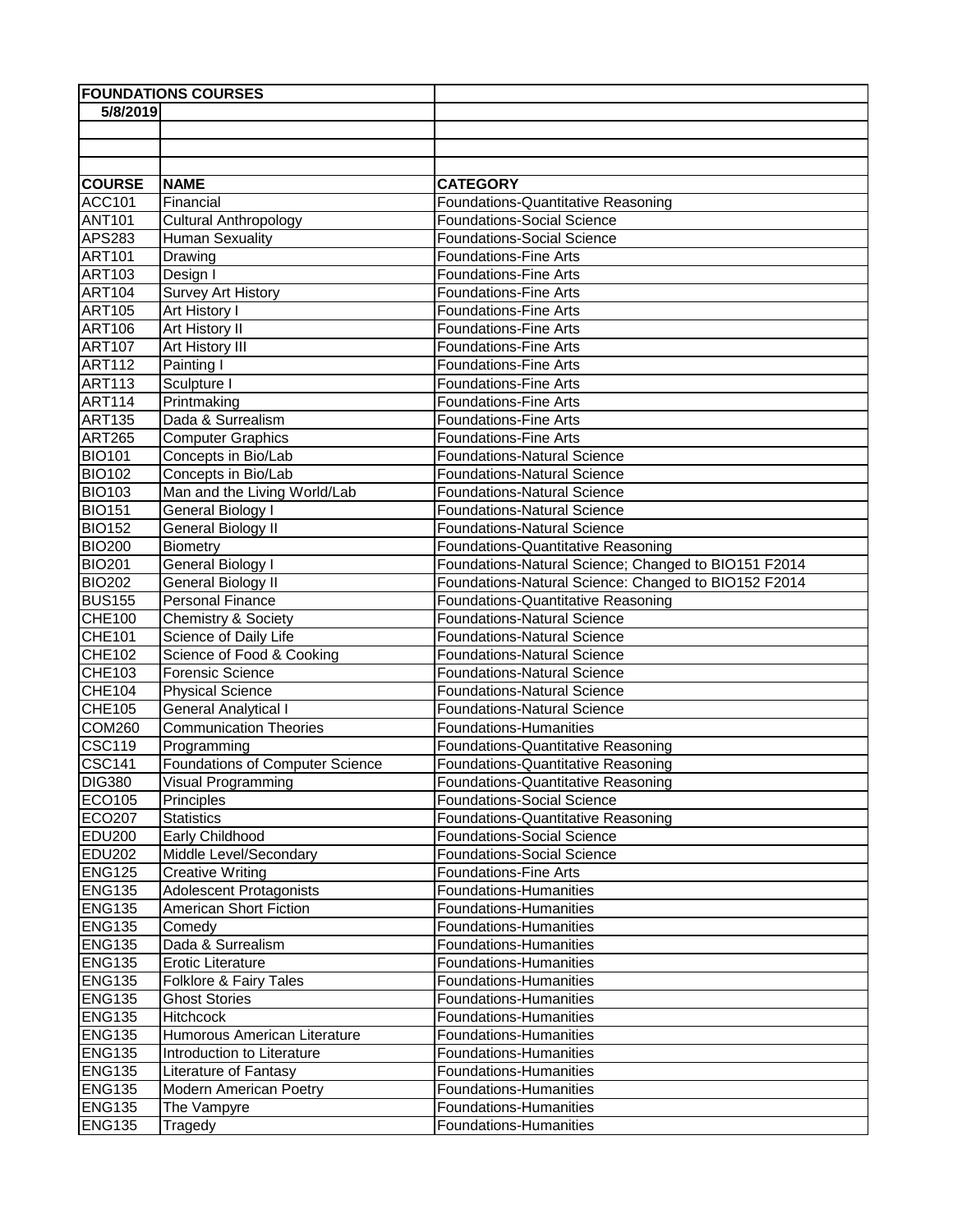| FOUNDATIONS COURSES | | |
|---|---|---|
| 5/8/2019 | | |
| | | |
| | | |
| | | |
| **COURSE** | **NAME** | **CATEGORY** |
| ACC101 | Financial | Foundations-Quantitative Reasoning |
| ANT101 | Cultural Anthropology | Foundations-Social Science |
| APS283 | Human Sexuality | Foundations-Social Science |
| ART101 | Drawing | Foundations-Fine Arts |
| ART103 | Design I | Foundations-Fine Arts |
| ART104 | Survey Art History | Foundations-Fine Arts |
| ART105 | Art History I | Foundations-Fine Arts |
| ART106 | Art History II | Foundations-Fine Arts |
| ART107 | Art History III | Foundations-Fine Arts |
| ART112 | Painting I | Foundations-Fine Arts |
| ART113 | Sculpture I | Foundations-Fine Arts |
| ART114 | Printmaking | Foundations-Fine Arts |
| ART135 | Dada & Surrealism | Foundations-Fine Arts |
| ART265 | Computer Graphics | Foundations-Fine Arts |
| BIO101 | Concepts in Bio/Lab | Foundations-Natural Science |
| BIO102 | Concepts in Bio/Lab | Foundations-Natural Science |
| BIO103 | Man and the Living World/Lab | Foundations-Natural Science |
| BIO151 | General Biology I | Foundations-Natural Science |
| BIO152 | General Biology II | Foundations-Natural Science |
| BIO200 | Biometry | Foundations-Quantitative Reasoning |
| BIO201 | General Biology I | Foundations-Natural Science; Changed to BIO151 F2014 |
| BIO202 | General Biology II | Foundations-Natural Science: Changed to BIO152 F2014 |
| BUS155 | Personal Finance | Foundations-Quantitative Reasoning |
| CHE100 | Chemistry & Society | Foundations-Natural Science |
| CHE101 | Science of Daily Life | Foundations-Natural Science |
| CHE102 | Science of Food & Cooking | Foundations-Natural Science |
| CHE103 | Forensic Science | Foundations-Natural Science |
| CHE104 | Physical Science | Foundations-Natural Science |
| CHE105 | General Analytical I | Foundations-Natural Science |
| COM260 | Communication Theories | Foundations-Humanities |
| CSC119 | Programming | Foundations-Quantitative Reasoning |
| CSC141 | Foundations of Computer Science | Foundations-Quantitative Reasoning |
| DIG380 | Visual Programming | Foundations-Quantitative Reasoning |
| ECO105 | Principles | Foundations-Social Science |
| ECO207 | Statistics | Foundations-Quantitative Reasoning |
| EDU200 | Early Childhood | Foundations-Social Science |
| EDU202 | Middle Level/Secondary | Foundations-Social Science |
| ENG125 | Creative Writing | Foundations-Fine Arts |
| ENG135 | Adolescent Protagonists | Foundations-Humanities |
| ENG135 | American Short Fiction | Foundations-Humanities |
| ENG135 | Comedy | Foundations-Humanities |
| ENG135 | Dada & Surrealism | Foundations-Humanities |
| ENG135 | Erotic Literature | Foundations-Humanities |
| ENG135 | Folklore & Fairy Tales | Foundations-Humanities |
| ENG135 | Ghost Stories | Foundations-Humanities |
| ENG135 | Hitchcock | Foundations-Humanities |
| ENG135 | Humorous American Literature | Foundations-Humanities |
| ENG135 | Introduction to Literature | Foundations-Humanities |
| ENG135 | Literature of Fantasy | Foundations-Humanities |
| ENG135 | Modern American Poetry | Foundations-Humanities |
| ENG135 | The Vampyre | Foundations-Humanities |
| ENG135 | Tragedy | Foundations-Humanities |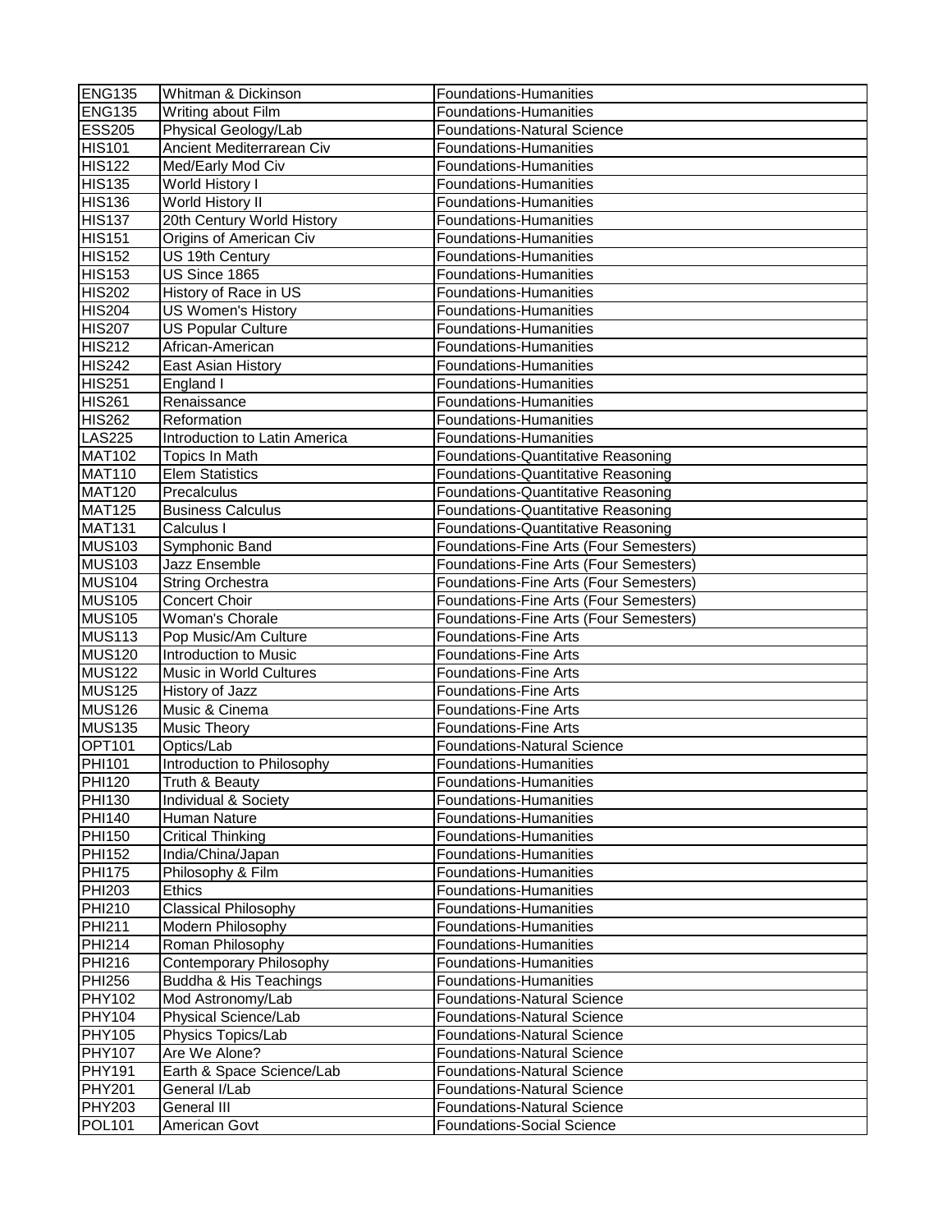| ENG135 | Whitman & Dickinson | Foundations-Humanities |
|---|---|---|
| ENG135 | Writing about Film | Foundations-Humanities |
| ESS205 | Physical Geology/Lab | Foundations-Natural Science |
| HIS101 | Ancient Mediterrarean Civ | Foundations-Humanities |
| HIS122 | Med/Early Mod Civ | Foundations-Humanities |
| HIS135 | World History I | Foundations-Humanities |
| HIS136 | World History II | Foundations-Humanities |
| HIS137 | 20th Century World History | Foundations-Humanities |
| HIS151 | Origins of American Civ | Foundations-Humanities |
| HIS152 | US 19th Century | Foundations-Humanities |
| HIS153 | US Since 1865 | Foundations-Humanities |
| HIS202 | History of Race in US | Foundations-Humanities |
| HIS204 | US Women's History | Foundations-Humanities |
| HIS207 | US Popular Culture | Foundations-Humanities |
| HIS212 | African-American | Foundations-Humanities |
| HIS242 | East Asian History | Foundations-Humanities |
| HIS251 | England I | Foundations-Humanities |
| HIS261 | Renaissance | Foundations-Humanities |
| HIS262 | Reformation | Foundations-Humanities |
| LAS225 | Introduction to Latin America | Foundations-Humanities |
| MAT102 | Topics In Math | Foundations-Quantitative Reasoning |
| MAT110 | Elem Statistics | Foundations-Quantitative Reasoning |
| MAT120 | Precalculus | Foundations-Quantitative Reasoning |
| MAT125 | Business Calculus | Foundations-Quantitative Reasoning |
| MAT131 | Calculus I | Foundations-Quantitative Reasoning |
| MUS103 | Symphonic Band | Foundations-Fine Arts (Four Semesters) |
| MUS103 | Jazz Ensemble | Foundations-Fine Arts (Four Semesters) |
| MUS104 | String Orchestra | Foundations-Fine Arts (Four Semesters) |
| MUS105 | Concert Choir | Foundations-Fine Arts (Four Semesters) |
| MUS105 | Woman's Chorale | Foundations-Fine Arts (Four Semesters) |
| MUS113 | Pop Music/Am Culture | Foundations-Fine Arts |
| MUS120 | Introduction to Music | Foundations-Fine Arts |
| MUS122 | Music in World Cultures | Foundations-Fine Arts |
| MUS125 | History of Jazz | Foundations-Fine Arts |
| MUS126 | Music & Cinema | Foundations-Fine Arts |
| MUS135 | Music Theory | Foundations-Fine Arts |
| OPT101 | Optics/Lab | Foundations-Natural Science |
| PHI101 | Introduction to Philosophy | Foundations-Humanities |
| PHI120 | Truth & Beauty | Foundations-Humanities |
| PHI130 | Individual & Society | Foundations-Humanities |
| PHI140 | Human Nature | Foundations-Humanities |
| PHI150 | Critical Thinking | Foundations-Humanities |
| PHI152 | India/China/Japan | Foundations-Humanities |
| PHI175 | Philosophy & Film | Foundations-Humanities |
| PHI203 | Ethics | Foundations-Humanities |
| PHI210 | Classical Philosophy | Foundations-Humanities |
| PHI211 | Modern Philosophy | Foundations-Humanities |
| PHI214 | Roman Philosophy | Foundations-Humanities |
| PHI216 | Contemporary Philosophy | Foundations-Humanities |
| PHI256 | Buddha & His Teachings | Foundations-Humanities |
| PHY102 | Mod Astronomy/Lab | Foundations-Natural Science |
| PHY104 | Physical Science/Lab | Foundations-Natural Science |
| PHY105 | Physics Topics/Lab | Foundations-Natural Science |
| PHY107 | Are We Alone? | Foundations-Natural Science |
| PHY191 | Earth & Space Science/Lab | Foundations-Natural Science |
| PHY201 | General I/Lab | Foundations-Natural Science |
| PHY203 | General III | Foundations-Natural Science |
| POL101 | American Govt | Foundations-Social Science |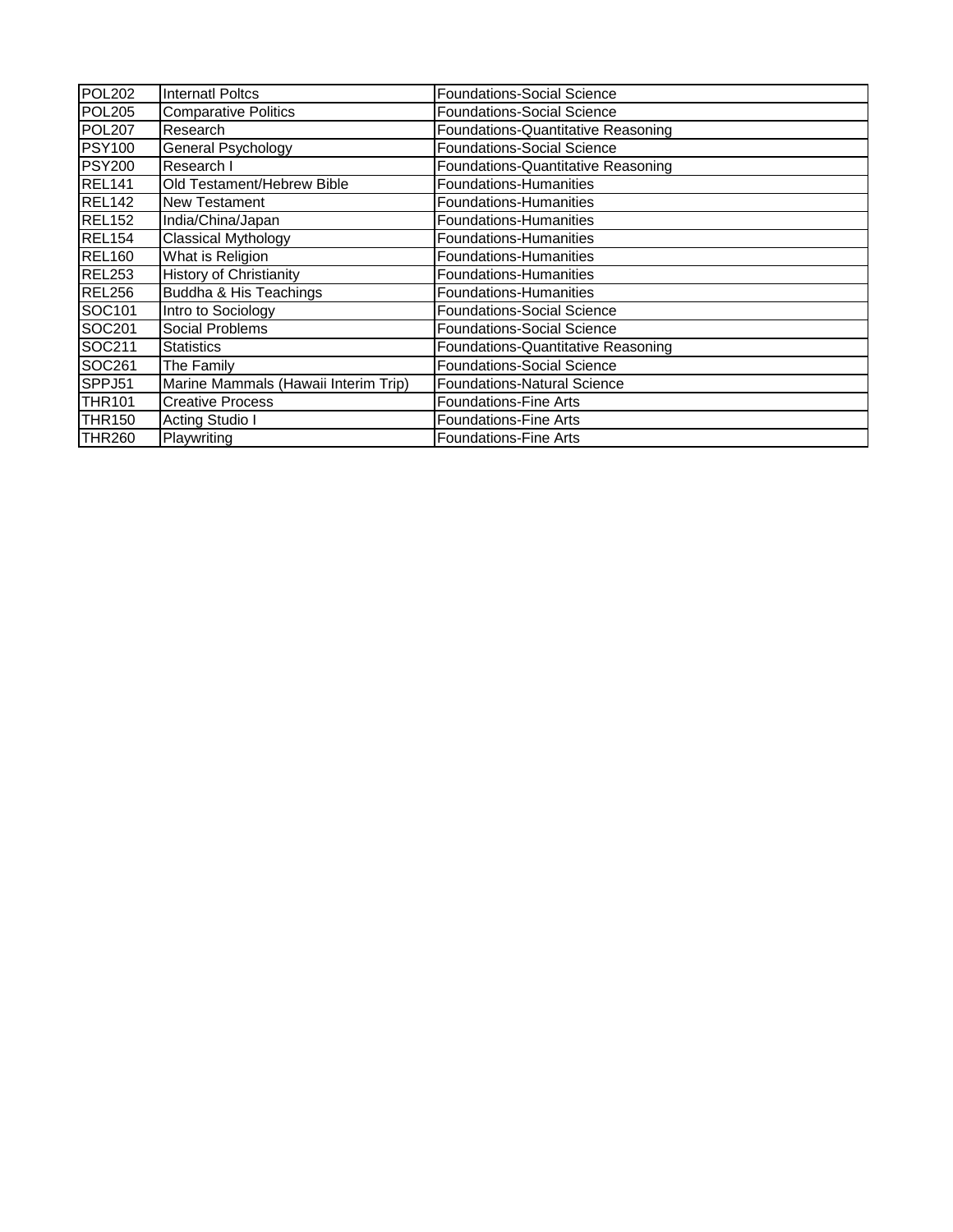| | | |
|---|---|---|
| POL202 | Internatl Poltcs | Foundations-Social Science |
| POL205 | Comparative Politics | Foundations-Social Science |
| POL207 | Research | Foundations-Quantitative Reasoning |
| PSY100 | General Psychology | Foundations-Social Science |
| PSY200 | Research I | Foundations-Quantitative Reasoning |
| REL141 | Old Testament/Hebrew Bible | Foundations-Humanities |
| REL142 | New Testament | Foundations-Humanities |
| REL152 | India/China/Japan | Foundations-Humanities |
| REL154 | Classical Mythology | Foundations-Humanities |
| REL160 | What is Religion | Foundations-Humanities |
| REL253 | History of Christianity | Foundations-Humanities |
| REL256 | Buddha & His Teachings | Foundations-Humanities |
| SOC101 | Intro to Sociology | Foundations-Social Science |
| SOC201 | Social Problems | Foundations-Social Science |
| SOC211 | Statistics | Foundations-Quantitative Reasoning |
| SOC261 | The Family | Foundations-Social Science |
| SPPJ51 | Marine Mammals (Hawaii Interim Trip) | Foundations-Natural Science |
| THR101 | Creative Process | Foundations-Fine Arts |
| THR150 | Acting Studio I | Foundations-Fine Arts |
| THR260 | Playwriting | Foundations-Fine Arts |